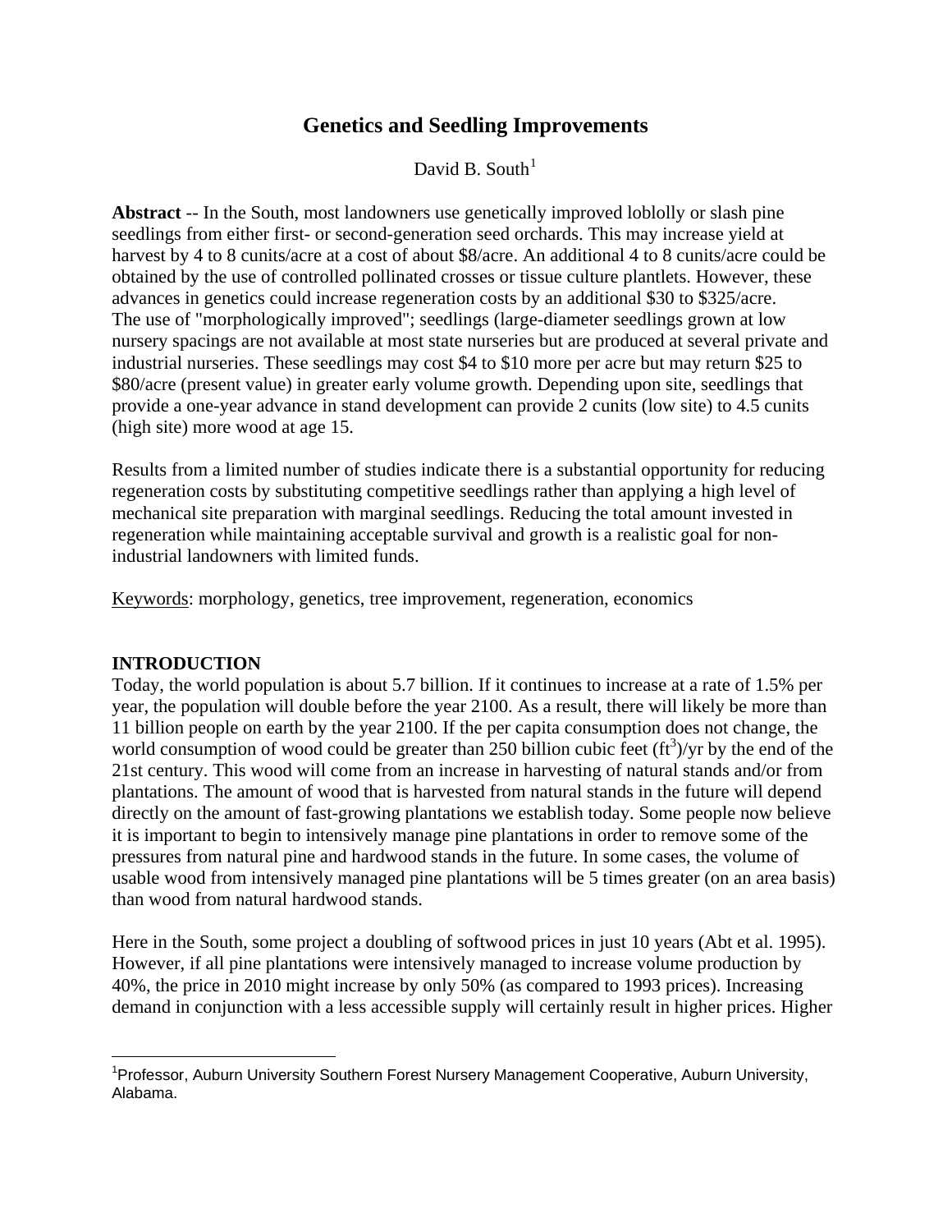# Genetics and Seedling Improvements

David B. South[1]

**Abstract** -- In the South, most landowners use genetically improved loblolly or slash pine seedlings from either first- or second-generation seed orchards. This may increase yield at harvest by 4 to 8 cunits/acre at a cost of about $8/acre. An additional 4 to 8 cunits/acre could be obtained by the use of controlled pollinated crosses or tissue culture plantlets. However, these advances in genetics could increase regeneration costs by an additional $30 to $325/acre. The use of "morphologically improved"; seedlings (large-diameter seedlings grown at low nursery spacings are not available at most state nurseries but are produced at several private and industrial nurseries. These seedlings may cost $4 to $10 more per acre but may return $25 to $80/acre (present value) in greater early volume growth. Depending upon site, seedlings that provide a one-year advance in stand development can provide 2 cunits (low site) to 4.5 cunits (high site) more wood at age 15.

Results from a limited number of studies indicate there is a substantial opportunity for reducing regeneration costs by substituting competitive seedlings rather than applying a high level of mechanical site preparation with marginal seedlings. Reducing the total amount invested in regeneration while maintaining acceptable survival and growth is a realistic goal for non-industrial landowners with limited funds.

Keywords: morphology, genetics, tree improvement, regeneration, economics

## INTRODUCTION

Today, the world population is about 5.7 billion. If it continues to increase at a rate of 1.5% per year, the population will double before the year 2100. As a result, there will likely be more than 11 billion people on earth by the year 2100. If the per capita consumption does not change, the world consumption of wood could be greater than 250 billion cubic feet ($ft^3$)/yr by the end of the 21st century. This wood will come from an increase in harvesting of natural stands and/or from plantations. The amount of wood that is harvested from natural stands in the future will depend directly on the amount of fast-growing plantations we establish today. Some people now believe it is important to begin to intensively manage pine plantations in order to remove some of the pressures from natural pine and hardwood stands in the future. In some cases, the volume of usable wood from intensively managed pine plantations will be 5 times greater (on an area basis) than wood from natural hardwood stands.

Here in the South, some project a doubling of softwood prices in just 10 years (Abt et al. 1995). However, if all pine plantations were intensively managed to increase volume production by 40%, the price in 2010 might increase by only 50% (as compared to 1993 prices). Increasing demand in conjunction with a less accessible supply will certainly result in higher prices. Higher

[1]Professor, Auburn University Southern Forest Nursery Management Cooperative, Auburn University, Alabama.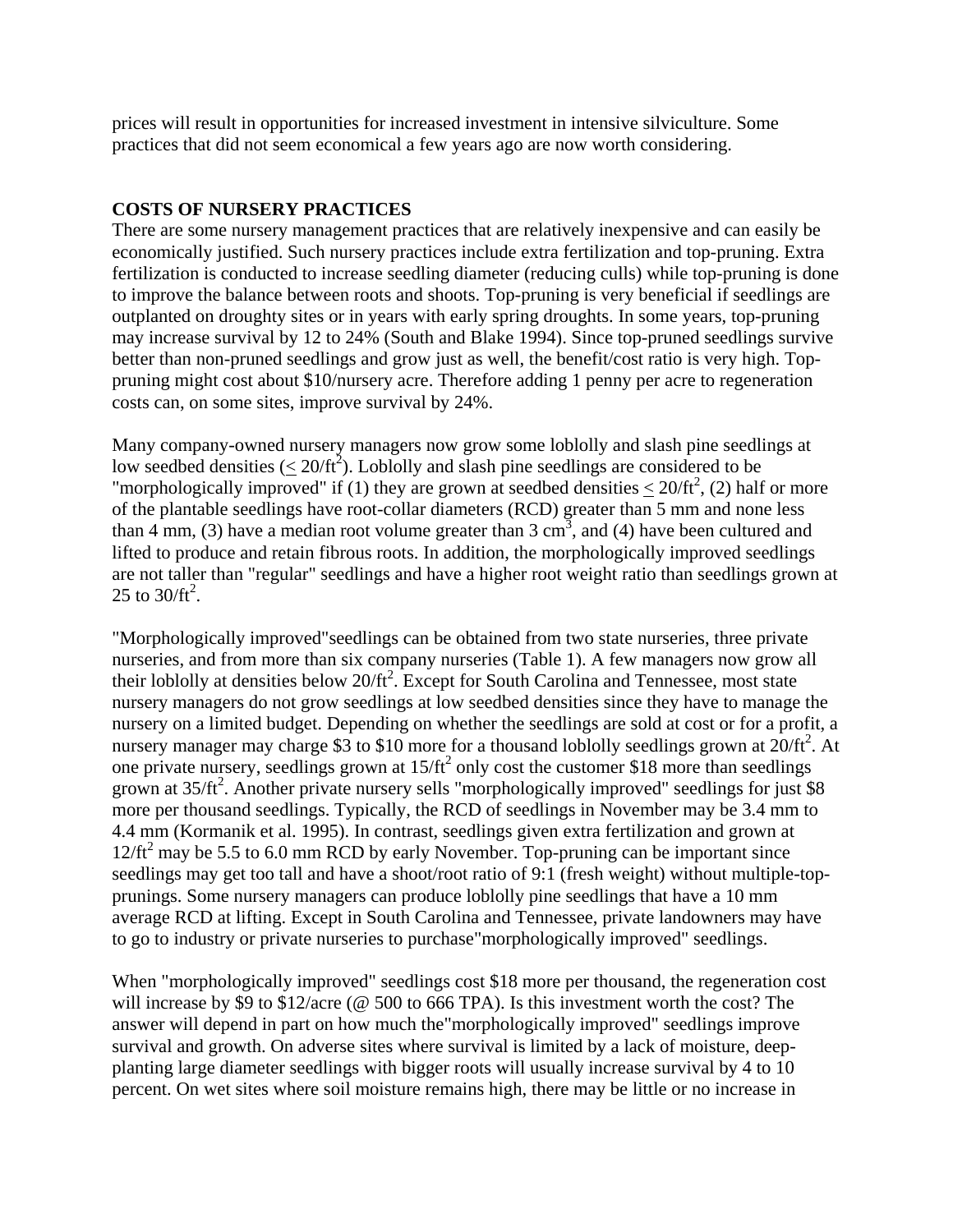prices will result in opportunities for increased investment in intensive silviculture. Some practices that did not seem economical a few years ago are now worth considering.

## COSTS OF NURSERY PRACTICES

There are some nursery management practices that are relatively inexpensive and can easily be economically justified. Such nursery practices include extra fertilization and top-pruning. Extra fertilization is conducted to increase seedling diameter (reducing culls) while top-pruning is done to improve the balance between roots and shoots. Top-pruning is very beneficial if seedlings are outplanted on droughty sites or in years with early spring droughts. In some years, top-pruning may increase survival by 12 to 24% (South and Blake 1994). Since top-pruned seedlings survive better than non-pruned seedlings and grow just as well, the benefit/cost ratio is very high. Top-pruning might cost about \$10/nursery acre. Therefore adding 1 penny per acre to regeneration costs can, on some sites, improve survival by 24%.

Many company-owned nursery managers now grow some loblolly and slash pine seedlings at low seedbed densities ($\leq 20/ft^2$). Loblolly and slash pine seedlings are considered to be "morphologically improved" if (1) they are grown at seedbed densities $\leq 20/ft^2$, (2) half or more of the plantable seedlings have root-collar diameters (RCD) greater than 5 mm and none less than 4 mm, (3) have a median root volume greater than 3 $cm^3$, and (4) have been cultured and lifted to produce and retain fibrous roots. In addition, the morphologically improved seedlings are not taller than "regular" seedlings and have a higher root weight ratio than seedlings grown at 25 to $30/ft^2$.

"Morphologically improved"seedlings can be obtained from two state nurseries, three private nurseries, and from more than six company nurseries (Table 1). A few managers now grow all their loblolly at densities below $20/ft^2$. Except for South Carolina and Tennessee, most state nursery managers do not grow seedlings at low seedbed densities since they have to manage the nursery on a limited budget. Depending on whether the seedlings are sold at cost or for a profit, a nursery manager may charge \$3 to \$10 more for a thousand loblolly seedlings grown at $20/ft^2$. At one private nursery, seedlings grown at $15/ft^2$ only cost the customer \$18 more than seedlings grown at $35/ft^2$. Another private nursery sells "morphologically improved" seedlings for just \$8 more per thousand seedlings. Typically, the RCD of seedlings in November may be 3.4 mm to 4.4 mm (Kormanik et al. 1995). In contrast, seedlings given extra fertilization and grown at $12/ft^2$ may be 5.5 to 6.0 mm RCD by early November. Top-pruning can be important since seedlings may get too tall and have a shoot/root ratio of 9:1 (fresh weight) without multiple-top-prunings. Some nursery managers can produce loblolly pine seedlings that have a 10 mm average RCD at lifting. Except in South Carolina and Tennessee, private landowners may have to go to industry or private nurseries to purchase"morphologically improved" seedlings.

When "morphologically improved" seedlings cost \$18 more per thousand, the regeneration cost will increase by \$9 to \$12/acre (@ 500 to 666 TPA). Is this investment worth the cost? The answer will depend in part on how much the"morphologically improved" seedlings improve survival and growth. On adverse sites where survival is limited by a lack of moisture, deep-planting large diameter seedlings with bigger roots will usually increase survival by 4 to 10 percent. On wet sites where soil moisture remains high, there may be little or no increase in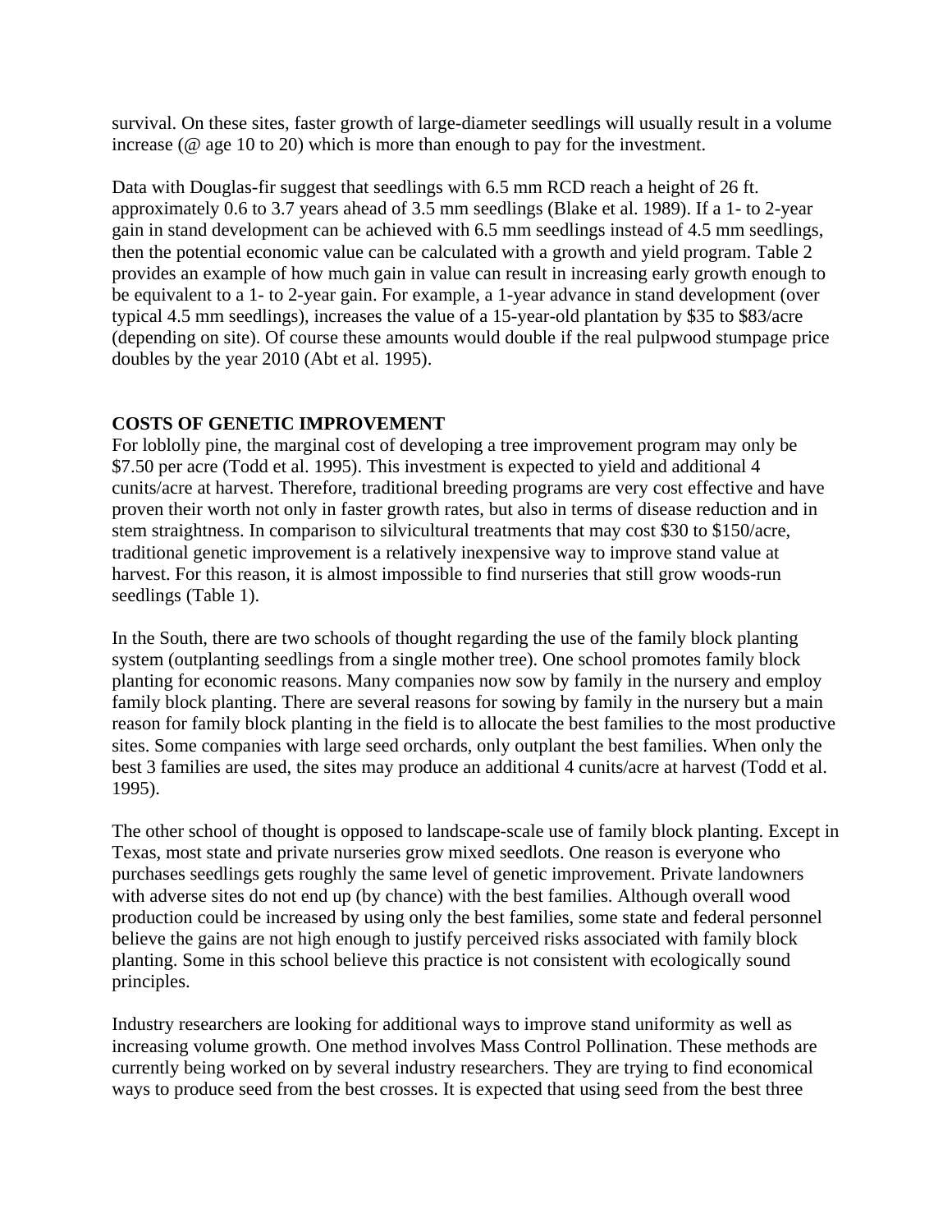survival. On these sites, faster growth of large-diameter seedlings will usually result in a volume increase (@ age 10 to 20) which is more than enough to pay for the investment.

Data with Douglas-fir suggest that seedlings with 6.5 mm RCD reach a height of 26 ft. approximately 0.6 to 3.7 years ahead of 3.5 mm seedlings (Blake et al. 1989). If a 1- to 2-year gain in stand development can be achieved with 6.5 mm seedlings instead of 4.5 mm seedlings, then the potential economic value can be calculated with a growth and yield program. Table 2 provides an example of how much gain in value can result in increasing early growth enough to be equivalent to a 1- to 2-year gain. For example, a 1-year advance in stand development (over typical 4.5 mm seedlings), increases the value of a 15-year-old plantation by $35 to $83/acre (depending on site). Of course these amounts would double if the real pulpwood stumpage price doubles by the year 2010 (Abt et al. 1995).

## COSTS OF GENETIC IMPROVEMENT

For loblolly pine, the marginal cost of developing a tree improvement program may only be $7.50 per acre (Todd et al. 1995). This investment is expected to yield and additional 4 cunits/acre at harvest. Therefore, traditional breeding programs are very cost effective and have proven their worth not only in faster growth rates, but also in terms of disease reduction and in stem straightness. In comparison to silvicultural treatments that may cost $30 to $150/acre, traditional genetic improvement is a relatively inexpensive way to improve stand value at harvest. For this reason, it is almost impossible to find nurseries that still grow woods-run seedlings (Table 1).

In the South, there are two schools of thought regarding the use of the family block planting system (outplanting seedlings from a single mother tree). One school promotes family block planting for economic reasons. Many companies now sow by family in the nursery and employ family block planting. There are several reasons for sowing by family in the nursery but a main reason for family block planting in the field is to allocate the best families to the most productive sites. Some companies with large seed orchards, only outplant the best families. When only the best 3 families are used, the sites may produce an additional 4 cunits/acre at harvest (Todd et al. 1995).

The other school of thought is opposed to landscape-scale use of family block planting. Except in Texas, most state and private nurseries grow mixed seedlots. One reason is everyone who purchases seedlings gets roughly the same level of genetic improvement. Private landowners with adverse sites do not end up (by chance) with the best families. Although overall wood production could be increased by using only the best families, some state and federal personnel believe the gains are not high enough to justify perceived risks associated with family block planting. Some in this school believe this practice is not consistent with ecologically sound principles.

Industry researchers are looking for additional ways to improve stand uniformity as well as increasing volume growth. One method involves Mass Control Pollination. These methods are currently being worked on by several industry researchers. They are trying to find economical ways to produce seed from the best crosses. It is expected that using seed from the best three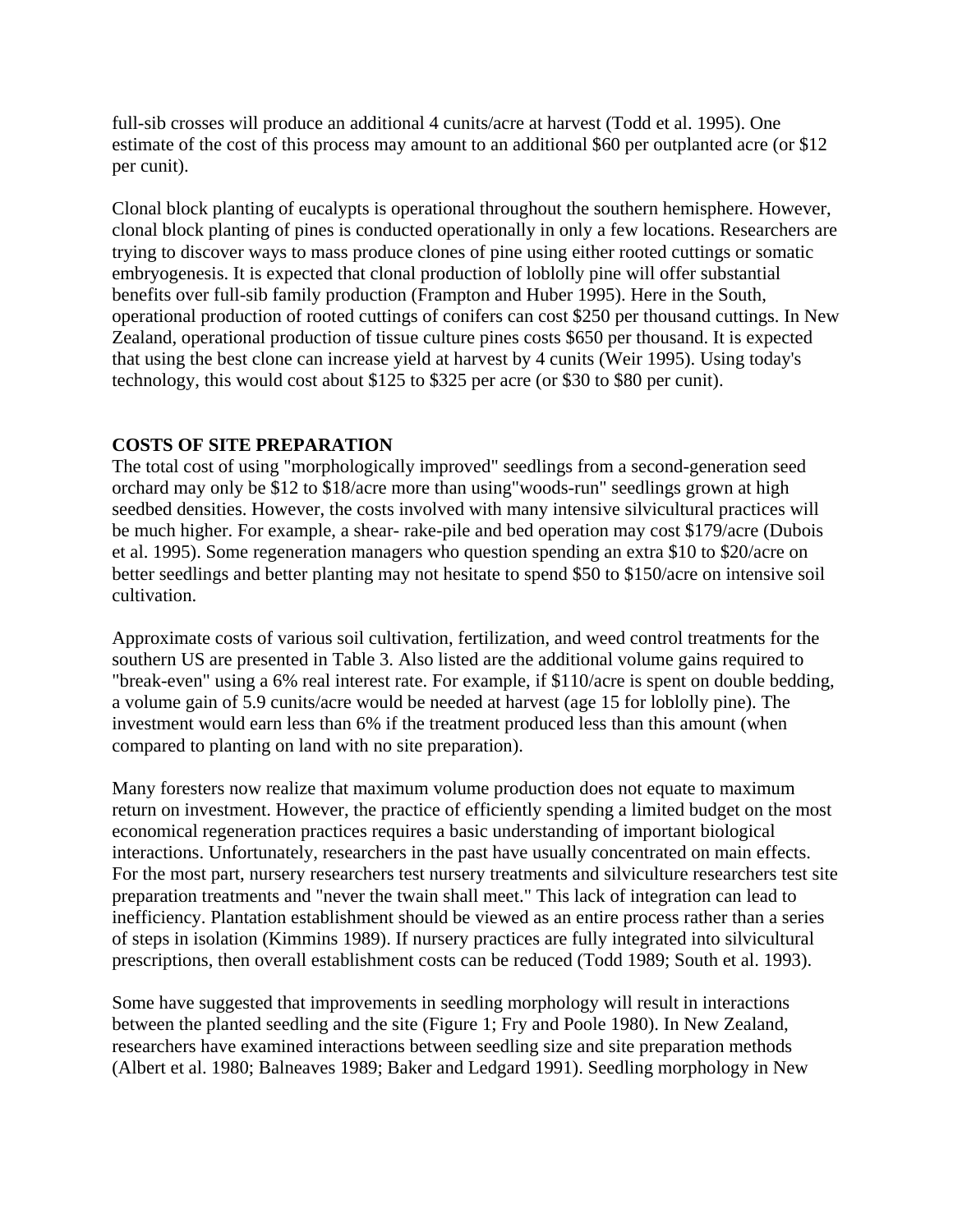full-sib crosses will produce an additional 4 cunits/acre at harvest (Todd et al. 1995). One estimate of the cost of this process may amount to an additional $60 per outplanted acre (or $12 per cunit).

Clonal block planting of eucalypts is operational throughout the southern hemisphere. However, clonal block planting of pines is conducted operationally in only a few locations. Researchers are trying to discover ways to mass produce clones of pine using either rooted cuttings or somatic embryogenesis. It is expected that clonal production of loblolly pine will offer substantial benefits over full-sib family production (Frampton and Huber 1995). Here in the South, operational production of rooted cuttings of conifers can cost $250 per thousand cuttings. In New Zealand, operational production of tissue culture pines costs $650 per thousand. It is expected that using the best clone can increase yield at harvest by 4 cunits (Weir 1995). Using today's technology, this would cost about $125 to $325 per acre (or $30 to $80 per cunit).

## COSTS OF SITE PREPARATION

The total cost of using "morphologically improved" seedlings from a second-generation seed orchard may only be $12 to $18/acre more than using"woods-run" seedlings grown at high seedbed densities. However, the costs involved with many intensive silvicultural practices will be much higher. For example, a shear- rake-pile and bed operation may cost $179/acre (Dubois et al. 1995). Some regeneration managers who question spending an extra $10 to $20/acre on better seedlings and better planting may not hesitate to spend $50 to $150/acre on intensive soil cultivation.

Approximate costs of various soil cultivation, fertilization, and weed control treatments for the southern US are presented in Table 3. Also listed are the additional volume gains required to "break-even" using a 6% real interest rate. For example, if $110/acre is spent on double bedding, a volume gain of 5.9 cunits/acre would be needed at harvest (age 15 for loblolly pine). The investment would earn less than 6% if the treatment produced less than this amount (when compared to planting on land with no site preparation).

Many foresters now realize that maximum volume production does not equate to maximum return on investment. However, the practice of efficiently spending a limited budget on the most economical regeneration practices requires a basic understanding of important biological interactions. Unfortunately, researchers in the past have usually concentrated on main effects. For the most part, nursery researchers test nursery treatments and silviculture researchers test site preparation treatments and "never the twain shall meet." This lack of integration can lead to inefficiency. Plantation establishment should be viewed as an entire process rather than a series of steps in isolation (Kimmins 1989). If nursery practices are fully integrated into silvicultural prescriptions, then overall establishment costs can be reduced (Todd 1989; South et al. 1993).

Some have suggested that improvements in seedling morphology will result in interactions between the planted seedling and the site (Figure 1; Fry and Poole 1980). In New Zealand, researchers have examined interactions between seedling size and site preparation methods (Albert et al. 1980; Balneaves 1989; Baker and Ledgard 1991). Seedling morphology in New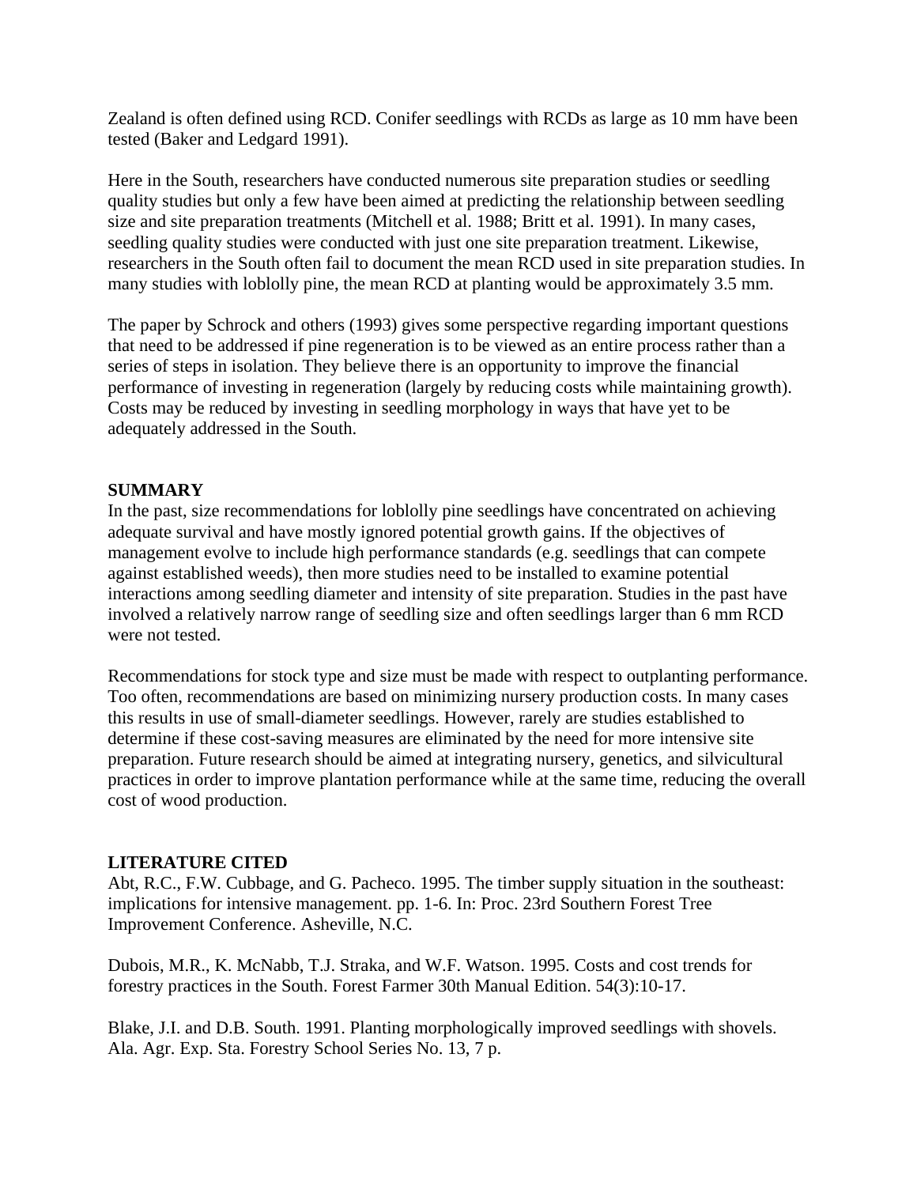Zealand is often defined using RCD. Conifer seedlings with RCDs as large as 10 mm have been tested (Baker and Ledgard 1991).

Here in the South, researchers have conducted numerous site preparation studies or seedling quality studies but only a few have been aimed at predicting the relationship between seedling size and site preparation treatments (Mitchell et al. 1988; Britt et al. 1991). In many cases, seedling quality studies were conducted with just one site preparation treatment. Likewise, researchers in the South often fail to document the mean RCD used in site preparation studies. In many studies with loblolly pine, the mean RCD at planting would be approximately 3.5 mm.

The paper by Schrock and others (1993) gives some perspective regarding important questions that need to be addressed if pine regeneration is to be viewed as an entire process rather than a series of steps in isolation. They believe there is an opportunity to improve the financial performance of investing in regeneration (largely by reducing costs while maintaining growth). Costs may be reduced by investing in seedling morphology in ways that have yet to be adequately addressed in the South.

## SUMMARY

In the past, size recommendations for loblolly pine seedlings have concentrated on achieving adequate survival and have mostly ignored potential growth gains. If the objectives of management evolve to include high performance standards (e.g. seedlings that can compete against established weeds), then more studies need to be installed to examine potential interactions among seedling diameter and intensity of site preparation. Studies in the past have involved a relatively narrow range of seedling size and often seedlings larger than 6 mm RCD were not tested.

Recommendations for stock type and size must be made with respect to outplanting performance. Too often, recommendations are based on minimizing nursery production costs. In many cases this results in use of small-diameter seedlings. However, rarely are studies established to determine if these cost-saving measures are eliminated by the need for more intensive site preparation. Future research should be aimed at integrating nursery, genetics, and silvicultural practices in order to improve plantation performance while at the same time, reducing the overall cost of wood production.

## LITERATURE CITED

Abt, R.C., F.W. Cubbage, and G. Pacheco. 1995. The timber supply situation in the southeast: implications for intensive management. pp. 1-6. In: Proc. 23rd Southern Forest Tree Improvement Conference. Asheville, N.C.

Dubois, M.R., K. McNabb, T.J. Straka, and W.F. Watson. 1995. Costs and cost trends for forestry practices in the South. Forest Farmer 30th Manual Edition. 54(3):10-17.

Blake, J.I. and D.B. South. 1991. Planting morphologically improved seedlings with shovels. Ala. Agr. Exp. Sta. Forestry School Series No. 13, 7 p.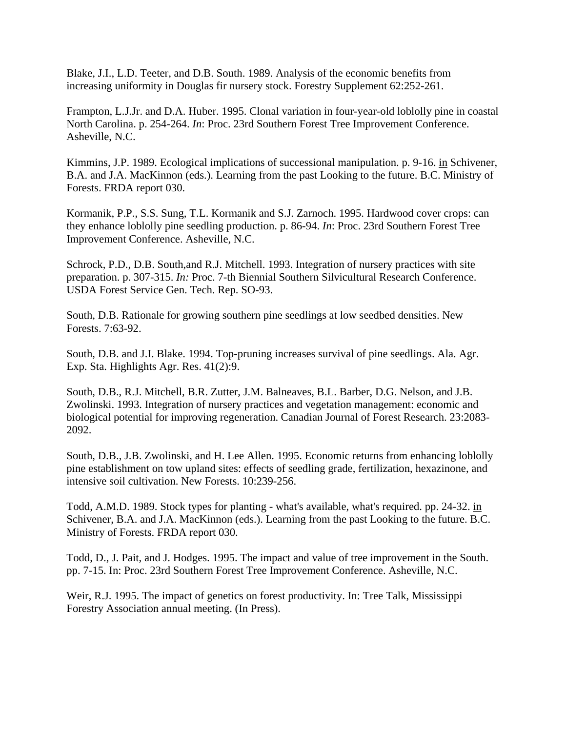Blake, J.I., L.D. Teeter, and D.B. South. 1989. Analysis of the economic benefits from increasing uniformity in Douglas fir nursery stock. Forestry Supplement 62:252-261.

Frampton, L.J.Jr. and D.A. Huber. 1995. Clonal variation in four-year-old loblolly pine in coastal North Carolina. p. 254-264. *In*: Proc. 23rd Southern Forest Tree Improvement Conference. Asheville, N.C.

Kimmins, J.P. 1989. Ecological implications of successional manipulation. p. 9-16. in Schivener, B.A. and J.A. MacKinnon (eds.). Learning from the past Looking to the future. B.C. Ministry of Forests. FRDA report 030.

Kormanik, P.P., S.S. Sung, T.L. Kormanik and S.J. Zarnoch. 1995. Hardwood cover crops: can they enhance loblolly pine seedling production. p. 86-94. *In*: Proc. 23rd Southern Forest Tree Improvement Conference. Asheville, N.C.

Schrock, P.D., D.B. South,and R.J. Mitchell. 1993. Integration of nursery practices with site preparation. p. 307-315. *In:* Proc. 7-th Biennial Southern Silvicultural Research Conference. USDA Forest Service Gen. Tech. Rep. SO-93.

South, D.B. Rationale for growing southern pine seedlings at low seedbed densities. New Forests. 7:63-92.

South, D.B. and J.I. Blake. 1994. Top-pruning increases survival of pine seedlings. Ala. Agr. Exp. Sta. Highlights Agr. Res. 41(2):9.

South, D.B., R.J. Mitchell, B.R. Zutter, J.M. Balneaves, B.L. Barber, D.G. Nelson, and J.B. Zwolinski. 1993. Integration of nursery practices and vegetation management: economic and biological potential for improving regeneration. Canadian Journal of Forest Research. 23:2083-2092.

South, D.B., J.B. Zwolinski, and H. Lee Allen. 1995. Economic returns from enhancing loblolly pine establishment on tow upland sites: effects of seedling grade, fertilization, hexazinone, and intensive soil cultivation. New Forests. 10:239-256.

Todd, A.M.D. 1989. Stock types for planting - what's available, what's required. pp. 24-32. in Schivener, B.A. and J.A. MacKinnon (eds.). Learning from the past Looking to the future. B.C. Ministry of Forests. FRDA report 030.

Todd, D., J. Pait, and J. Hodges. 1995. The impact and value of tree improvement in the South. pp. 7-15. In: Proc. 23rd Southern Forest Tree Improvement Conference. Asheville, N.C.

Weir, R.J. 1995. The impact of genetics on forest productivity. In: Tree Talk, Mississippi Forestry Association annual meeting. (In Press).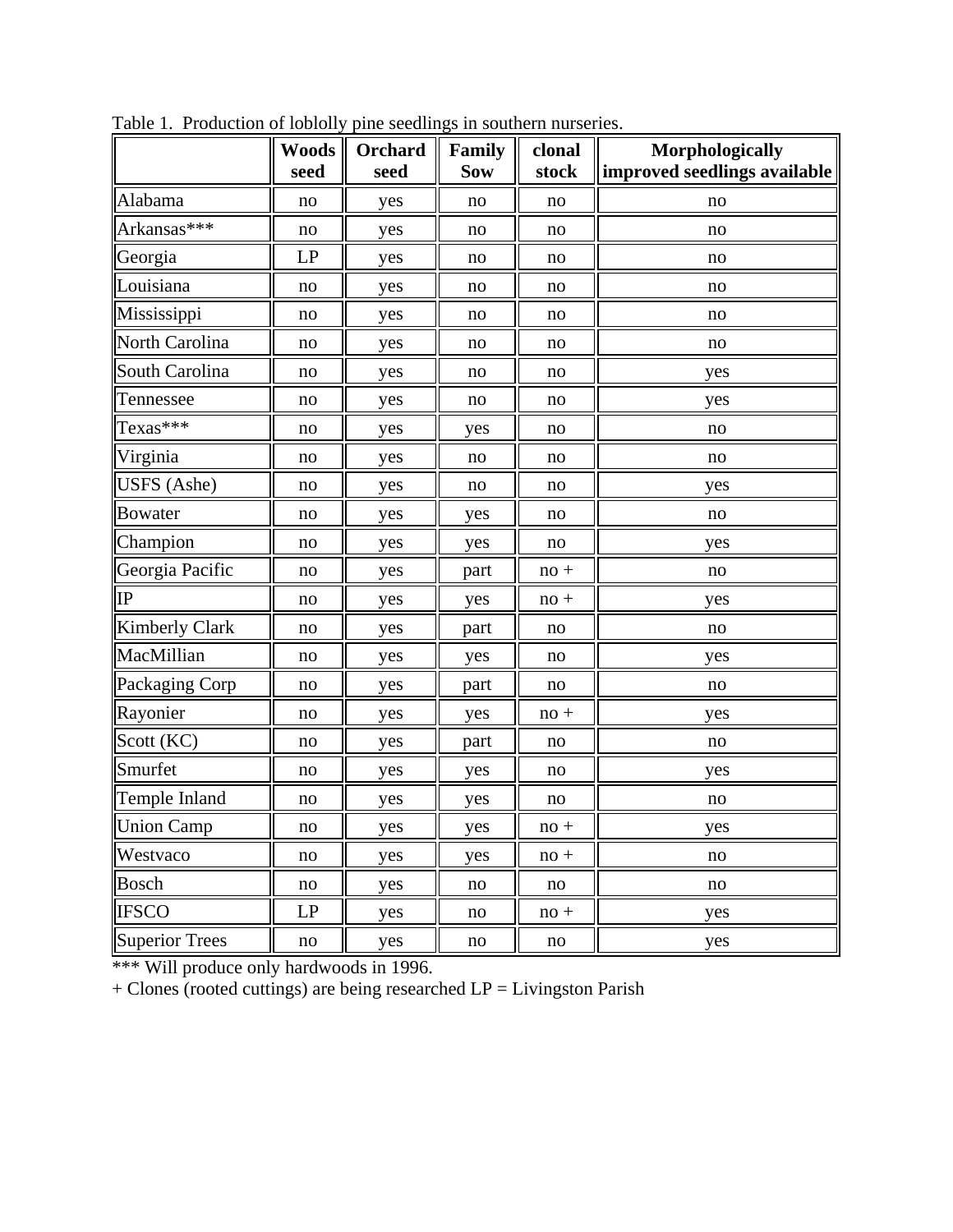Table 1. Production of loblolly pine seedlings in southern nurseries.

| | Woods seed | Orchard seed | Family Sow | clonal stock | Morphologically improved seedlings available |
|---|---|---|---|---|---|
| Alabama | no | yes | no | no | no |
| Arkansas*** | no | yes | no | no | no |
| Georgia | LP | yes | no | no | no |
| Louisiana | no | yes | no | no | no |
| Mississippi | no | yes | no | no | no |
| North Carolina | no | yes | no | no | no |
| South Carolina | no | yes | no | no | yes |
| Tennessee | no | yes | no | no | yes |
| Texas*** | no | yes | yes | no | no |
| Virginia | no | yes | no | no | no |
| USFS (Ashe) | no | yes | no | no | yes |
| Bowater | no | yes | yes | no | no |
| Champion | no | yes | yes | no | yes |
| Georgia Pacific | no | yes | part | no + | no |
| IP | no | yes | yes | no + | yes |
| Kimberly Clark | no | yes | part | no | no |
| MacMillian | no | yes | yes | no | yes |
| Packaging Corp | no | yes | part | no | no |
| Rayonier | no | yes | yes | no + | yes |
| Scott (KC) | no | yes | part | no | no |
| Smurfet | no | yes | yes | no | yes |
| Temple Inland | no | yes | yes | no | no |
| Union Camp | no | yes | yes | no + | yes |
| Westvaco | no | yes | yes | no + | no |
| Bosch | no | yes | no | no | no |
| IFSCO | LP | yes | no | no + | yes |
| Superior Trees | no | yes | no | no | yes |

*** Will produce only hardwoods in 1996.

+ Clones (rooted cuttings) are being researched LP = Livingston Parish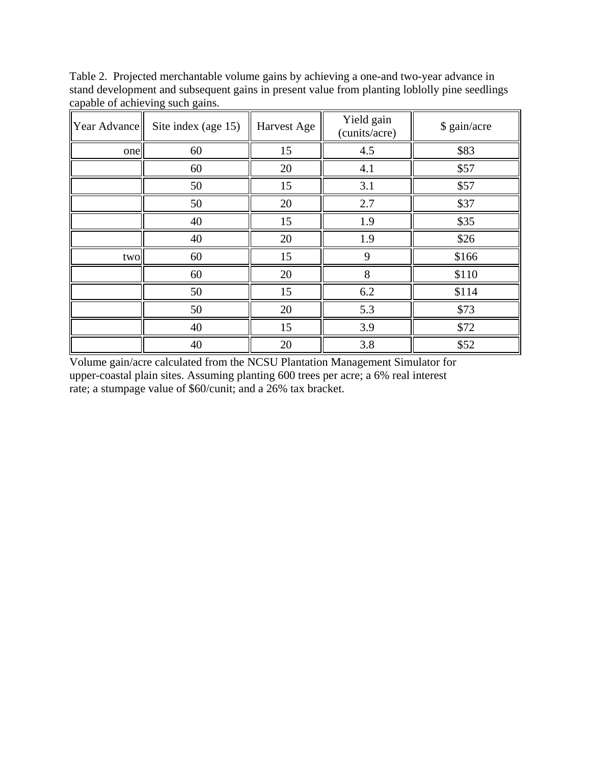Table 2. Projected merchantable volume gains by achieving a one-and two-year advance in stand development and subsequent gains in present value from planting loblolly pine seedlings capable of achieving such gains.

| Year Advance | Site index (age 15) | Harvest Age | Yield gain (cunits/acre) | $ gain/acre |
|---|---|---|---|---|
| one | 60 | 15 | 4.5 | $83 |
| | 60 | 20 | 4.1 | $57 |
| | 50 | 15 | 3.1 | $57 |
| | 50 | 20 | 2.7 | $37 |
| | 40 | 15 | 1.9 | $35 |
| | 40 | 20 | 1.9 | $26 |
| two | 60 | 15 | 9 | $166 |
| | 60 | 20 | 8 | $110 |
| | 50 | 15 | 6.2 | $114 |
| | 50 | 20 | 5.3 | $73 |
| | 40 | 15 | 3.9 | $72 |
| | 40 | 20 | 3.8 | $52 |

Volume gain/acre calculated from the NCSU Plantation Management Simulator for upper-coastal plain sites. Assuming planting 600 trees per acre; a 6% real interest rate; a stumpage value of $60/cunit; and a 26% tax bracket.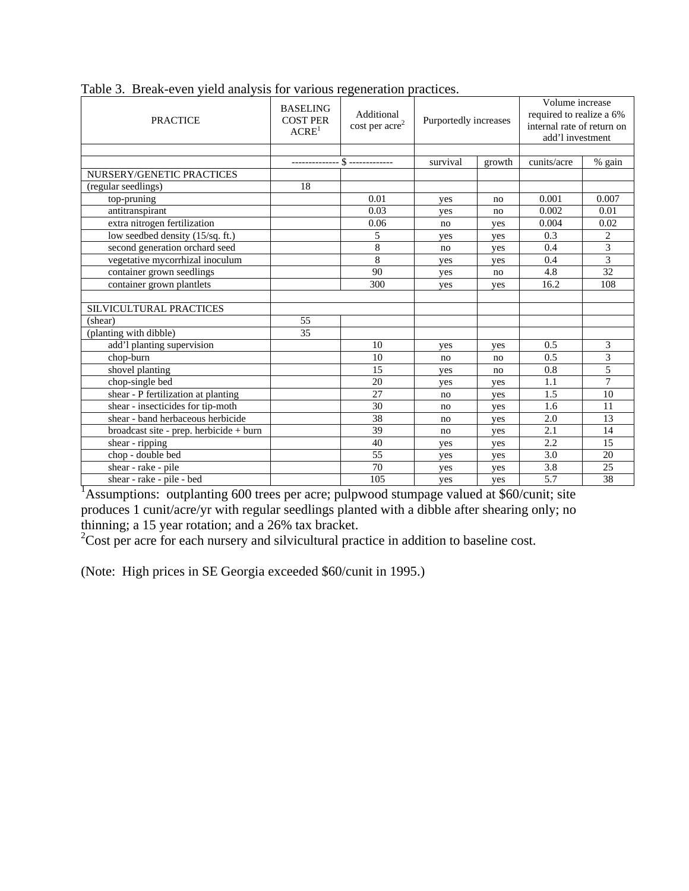Table 3. Break-even yield analysis for various regeneration practices.

| PRACTICE | BASELING COST PER ACRE[1] | Additional cost per acre[2] | Purportedly increases | | Volume increase required to realize a 6% internal rate of return on add'l investment | |
|---|---|---|---|---|---|---|
| | -------------- $ | ------------- | survival | growth | cunits/acre | % gain |
| NURSERY/GENETIC PRACTICES | | | | | | |
| (regular seedlings) | 18 | | | | | |
| top-pruning | | 0.01 | yes | no | 0.001 | 0.007 |
| antitranspirant | | 0.03 | yes | no | 0.002 | 0.01 |
| extra nitrogen fertilization | | 0.06 | no | yes | 0.004 | 0.02 |
| low seedbed density (15/sq. ft.) | | 5 | yes | yes | 0.3 | 2 |
| second generation orchard seed | | 8 | no | yes | 0.4 | 3 |
| vegetative mycorrhizal inoculum | | 8 | yes | yes | 0.4 | 3 |
| container grown seedlings | | 90 | yes | no | 4.8 | 32 |
| container grown plantlets | | 300 | yes | yes | 16.2 | 108 |
| | | | | | | |
| SILVICULTURAL PRACTICES | | | | | | |
| (shear) | 55 | | | | | |
| (planting with dibble) | 35 | | | | | |
| add'l planting supervision | | 10 | yes | yes | 0.5 | 3 |
| chop-burn | | 10 | no | no | 0.5 | 3 |
| shovel planting | | 15 | yes | no | 0.8 | 5 |
| chop-single bed | | 20 | yes | yes | 1.1 | 7 |
| shear - P fertilization at planting | | 27 | no | yes | 1.5 | 10 |
| shear - insecticides for tip-moth | | 30 | no | yes | 1.6 | 11 |
| shear - band herbaceous herbicide | | 38 | no | yes | 2.0 | 13 |
| broadcast site - prep. herbicide + burn | | 39 | no | yes | 2.1 | 14 |
| shear - ripping | | 40 | yes | yes | 2.2 | 15 |
| chop - double bed | | 55 | yes | yes | 3.0 | 20 |
| shear - rake - pile | | 70 | yes | yes | 3.8 | 25 |
| shear - rake - pile - bed | | 105 | yes | yes | 5.7 | 38 |

[1]Assumptions: outplanting 600 trees per acre; pulpwood stumpage valued at $60/cunit; site produces 1 cunit/acre/yr with regular seedlings planted with a dibble after shearing only; no thinning; a 15 year rotation; and a 26% tax bracket.

[2]Cost per acre for each nursery and silvicultural practice in addition to baseline cost.

(Note: High prices in SE Georgia exceeded $60/cunit in 1995.)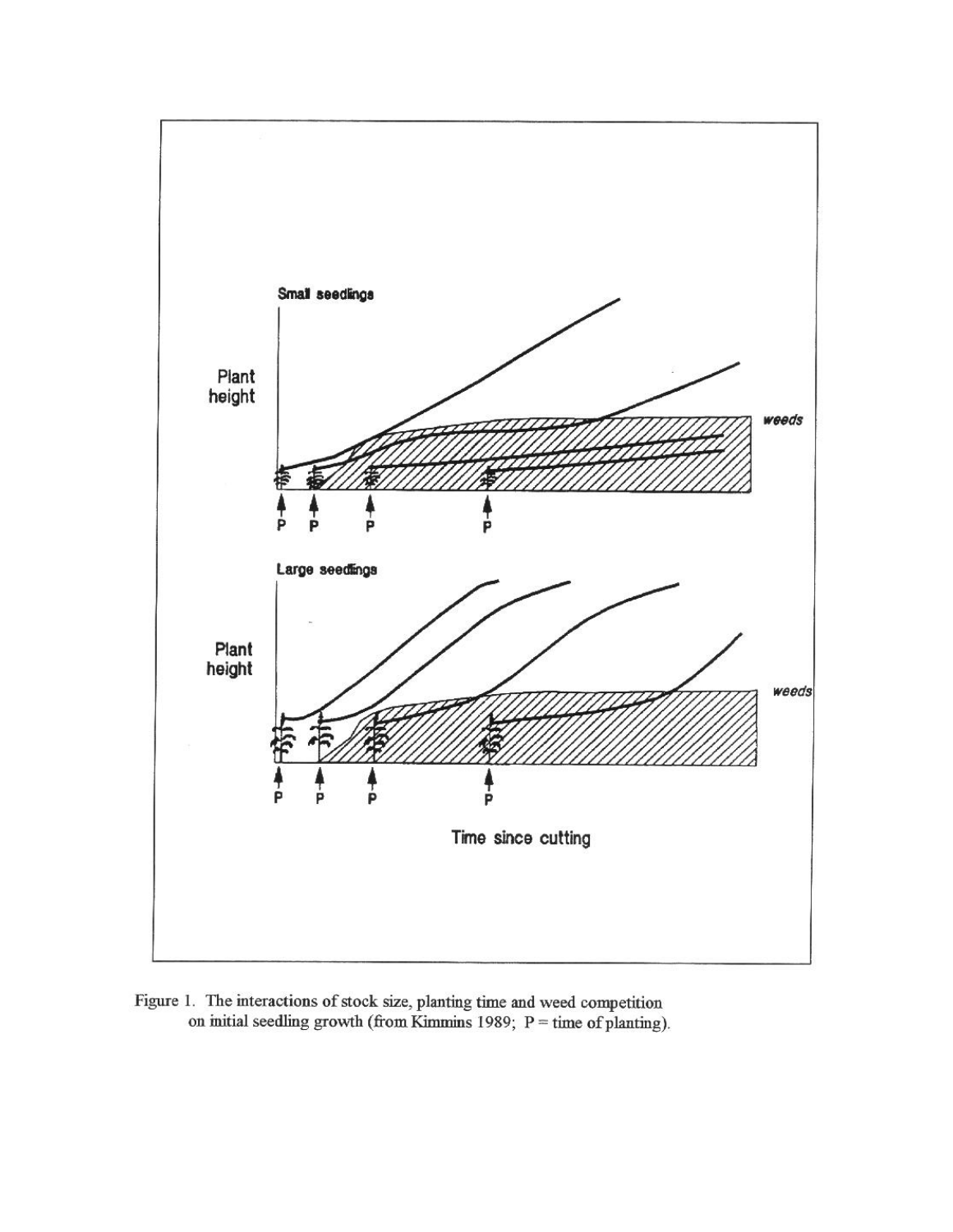Small seedlings

Plant height

weeds

P P P P

Large seedlings

Plant height

weeds

P P P P

Time since cutting

Figure 1. The interactions of stock size, planting time and weed competition on initial seedling growth (from Kimmins 1989; P = time of planting).